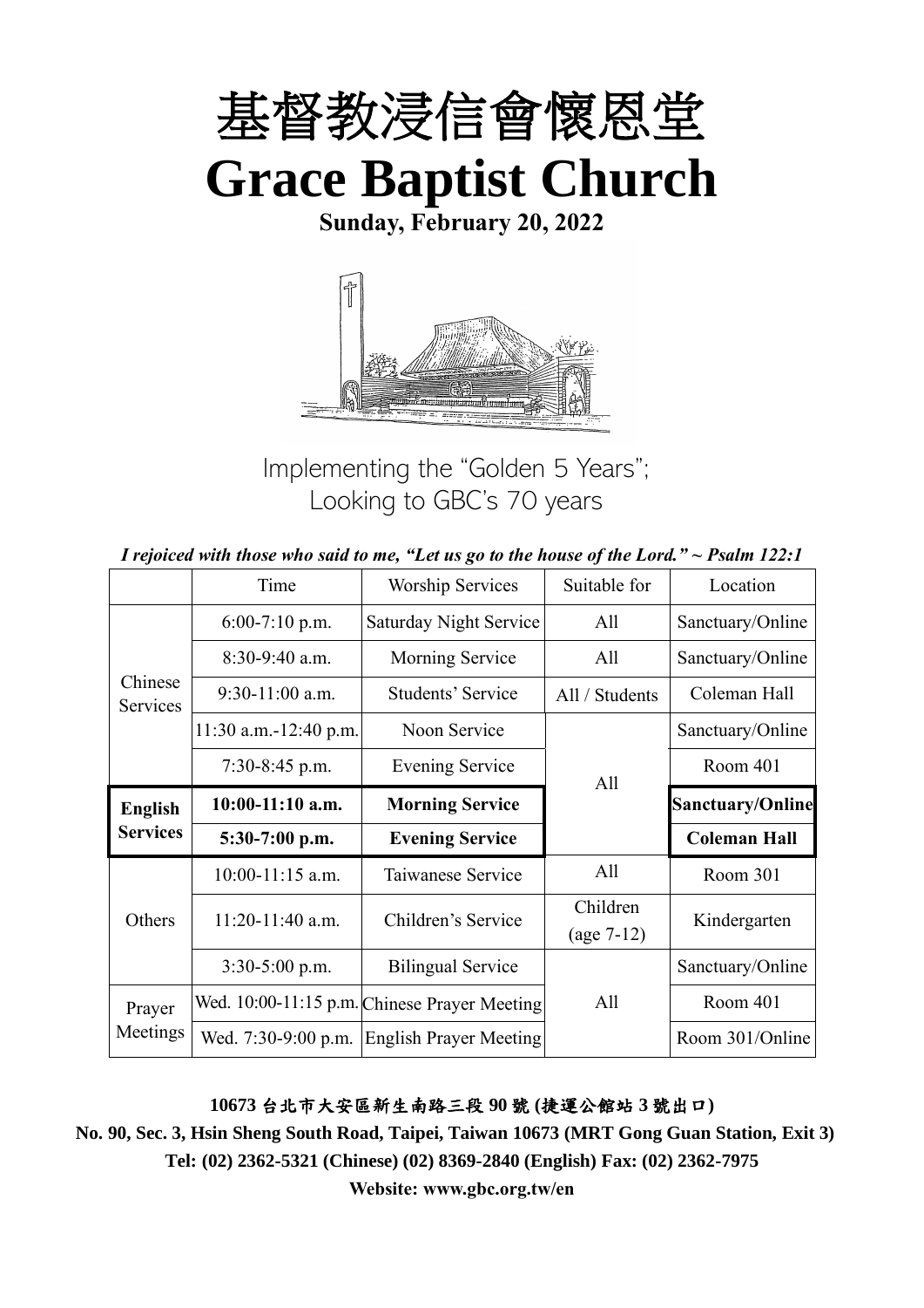# 基督教浸信會懷恩堂

# Grace Baptist Church

**Sunday, February 20, 2022**

Implementing the "Golden 5 Years";
Looking to GBC's 70 years

***I rejoiced with those who said to me, "Let us go to the house of the Lord." ~ Psalm 122:1***

| | Time | Worship Services | Suitable for | Location |
|---|---|---|---|---|
| Chinese Services | 6:00-7:10 p.m. | Saturday Night Service | All | Sanctuary/Online |
| | 8:30-9:40 a.m. | Morning Service | All | Sanctuary/Online |
| | 9:30-11:00 a.m. | Students' Service | All / Students | Coleman Hall |
| | 11:30 a.m.-12:40 p.m. | Noon Service | All | Sanctuary/Online |
| | 7:30-8:45 p.m. | Evening Service | | Room 401 |
| **English Services** | **10:00-11:10 a.m.** | **Morning Service** | | **Sanctuary/Online** |
| | **5:30-7:00 p.m.** | **Evening Service** | | **Coleman Hall** |
| Others | 10:00-11:15 a.m. | Taiwanese Service | All | Room 301 |
| | 11:20-11:40 a.m. | Children's Service | Children (age 7-12) | Kindergarten |
| | 3:30-5:00 p.m. | Bilingual Service | All | Sanctuary/Online |
| Prayer Meetings | Wed. 10:00-11:15 p.m. | Chinese Prayer Meeting | | Room 401 |
| | Wed. 7:30-9:00 p.m. | English Prayer Meeting | | Room 301/Online |

**10673 台北市大安區新生南路三段 90 號 (捷運公館站 3 號出口)**

**No. 90, Sec. 3, Hsin Sheng South Road, Taipei, Taiwan 10673 (MRT Gong Guan Station, Exit 3)**

**Tel: (02) 2362-5321 (Chinese) (02) 8369-2840 (English) Fax: (02) 2362-7975**

**Website: www.gbc.org.tw/en**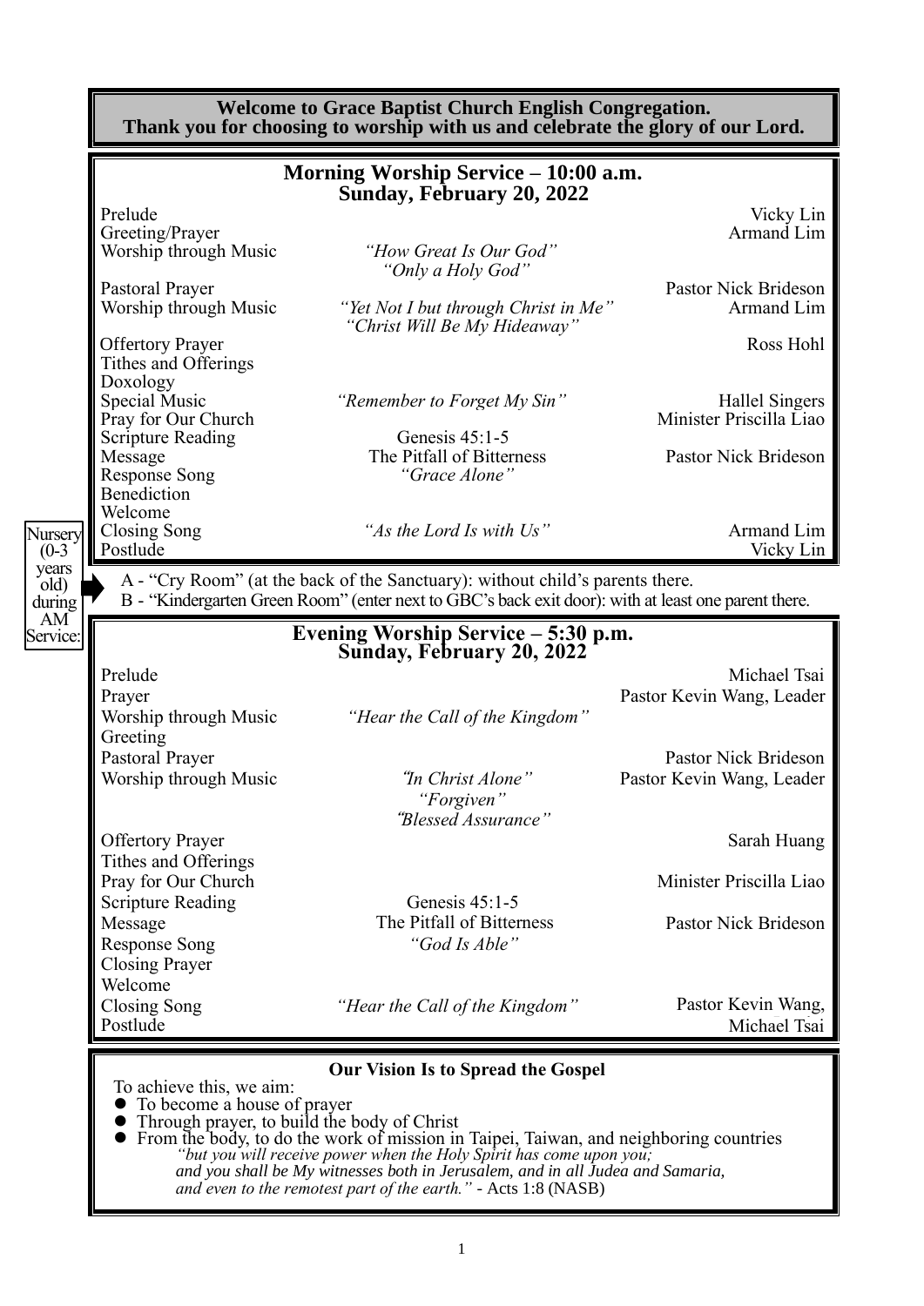**Welcome to Grace Baptist Church English Congregation.**
**Thank you for choosing to worship with us and celebrate the glory of our Lord.**

## Morning Worship Service – 10:00 a.m.
### Sunday, February 20, 2022

| | | |
|---|---|---|
| Prelude | | Vicky Lin |
| Greeting/Prayer | | Armand Lim |
| Worship through Music | *"How Great Is Our God"* *"Only a Holy God"* | |
| Pastoral Prayer | | Pastor Nick Brideson |
| Worship through Music | *"Yet Not I but through Christ in Me"* *"Christ Will Be My Hideaway"* | Armand Lim |
| Offertory Prayer | | Ross Hohl |
| Tithes and Offerings | | |
| Doxology | | |
| Special Music | *"Remember to Forget My Sin"* | Hallel Singers |
| Pray for Our Church | | Minister Priscilla Liao |
| Scripture Reading | Genesis 45:1-5 | |
| Message | The Pitfall of Bitterness | Pastor Nick Brideson |
| Response Song | *"Grace Alone"* | |
| Benediction | | |
| Welcome | | |
| Closing Song | *"As the Lord Is with Us"* | Armand Lim |
| Postlude | | Vicky Lin |

Nursery (0-3 years old) during AM Service:

A - "Cry Room" (at the back of the Sanctuary): without child's parents there.
B - "Kindergarten Green Room" (enter next to GBC's back exit door): with at least one parent there.

## Evening Worship Service – 5:30 p.m.
### Sunday, February 20, 2022

| | | |
|---|---|---|
| Prelude | | Michael Tsai |
| Prayer | | Pastor Kevin Wang, Leader |
| Worship through Music | *"Hear the Call of the Kingdom"* | |
| Greeting | | |
| Pastoral Prayer | | Pastor Nick Brideson |
| Worship through Music | *"In Christ Alone"* *"Forgiven"* *"Blessed Assurance"* | Pastor Kevin Wang, Leader |
| Offertory Prayer | | Sarah Huang |
| Tithes and Offerings | | |
| Pray for Our Church | | Minister Priscilla Liao |
| Scripture Reading | Genesis 45:1-5 | |
| Message | The Pitfall of Bitterness | Pastor Nick Brideson |
| Response Song | *"God Is Able"* | |
| Closing Prayer | | |
| Welcome | | |
| Closing Song | *"Hear the Call of the Kingdom"* | Pastor Kevin Wang, |
| Postlude | | Michael Tsai |

### Our Vision Is to Spread the Gospel

To achieve this, we aim:

- To become a house of prayer
- Through prayer, to build the body of Christ
- From the body, to do the work of mission in Taipei, Taiwan, and neighboring countries

*"but you will receive power when the Holy Spirit has come upon you; and you shall be My witnesses both in Jerusalem, and in all Judea and Samaria, and even to the remotest part of the earth."* - Acts 1:8 (NASB)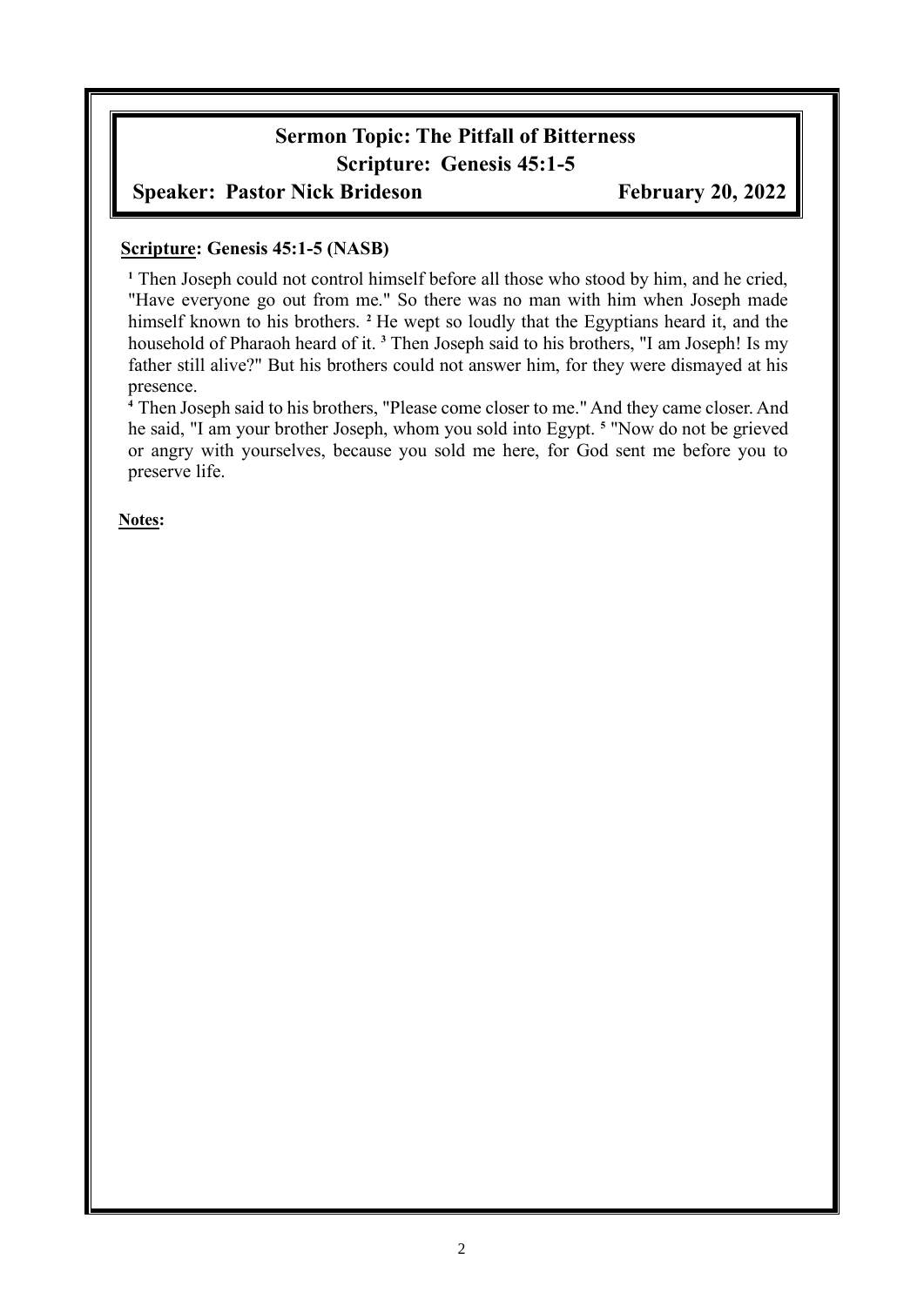# Sermon Topic: The Pitfall of Bitterness

## Scripture: Genesis 45:1-5

**Speaker: Pastor Nick Brideson** **February 20, 2022**

**Scripture: Genesis 45:1-5 (NASB)**

[1] Then Joseph could not control himself before all those who stood by him, and he cried, "Have everyone go out from me." So there was no man with him when Joseph made himself known to his brothers. [2] He wept so loudly that the Egyptians heard it, and the household of Pharaoh heard of it. [3] Then Joseph said to his brothers, "I am Joseph! Is my father still alive?" But his brothers could not answer him, for they were dismayed at his presence.

[4] Then Joseph said to his brothers, "Please come closer to me." And they came closer. And he said, "I am your brother Joseph, whom you sold into Egypt. [5] "Now do not be grieved or angry with yourselves, because you sold me here, for God sent me before you to preserve life.

**Notes:**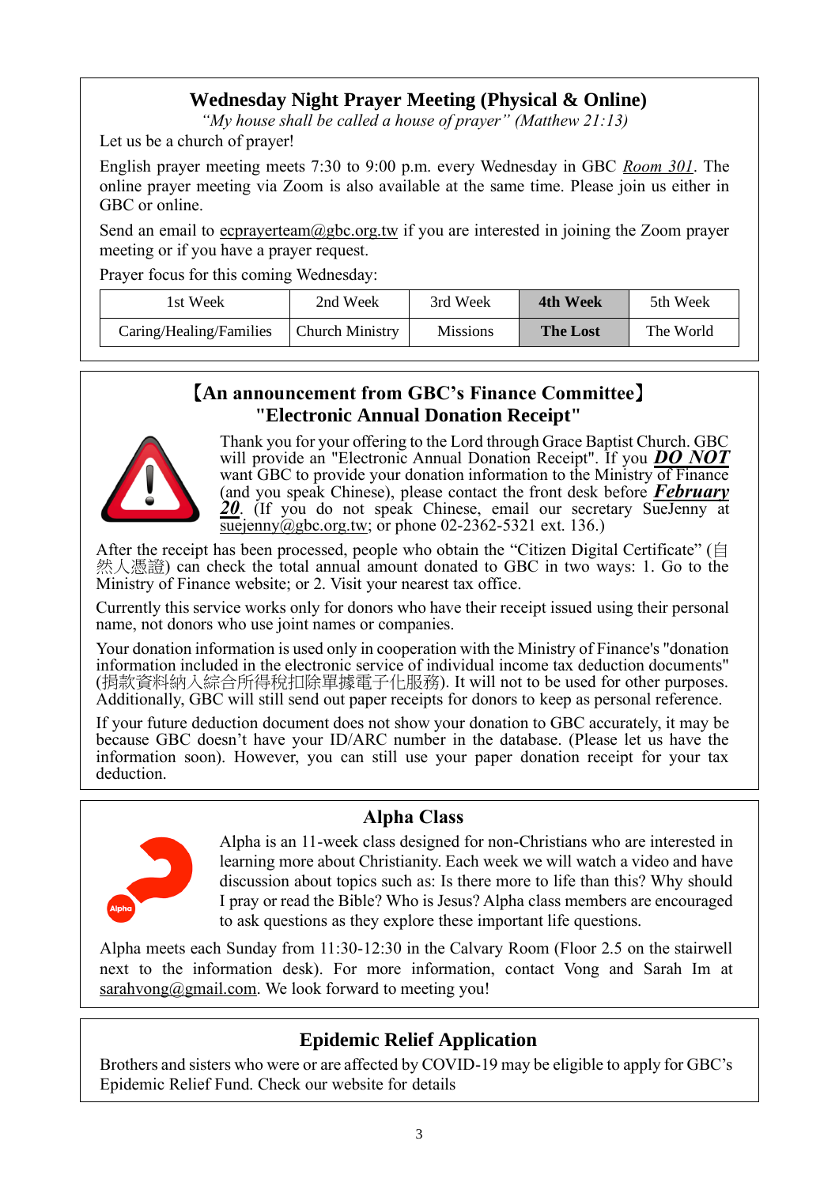## Wednesday Night Prayer Meeting (Physical & Online)

*"My house shall be called a house of prayer" (Matthew 21:13)*

Let us be a church of prayer!

English prayer meeting meets 7:30 to 9:00 p.m. every Wednesday in GBC *Room 301*. The online prayer meeting via Zoom is also available at the same time. Please join us either in GBC or online.

Send an email to ecprayerteam@gbc.org.tw if you are interested in joining the Zoom prayer meeting or if you have a prayer request.

Prayer focus for this coming Wednesday:

| 1st Week | 2nd Week | 3rd Week | **4th Week** | 5th Week |
|---|---|---|---|---|
| Caring/Healing/Families | Church Ministry | Missions | **The Lost** | The World |

## 【An announcement from GBC's Finance Committee】 "Electronic Annual Donation Receipt"

Thank you for your offering to the Lord through Grace Baptist Church. GBC will provide an "Electronic Annual Donation Receipt". If you ***DO NOT*** want GBC to provide your donation information to the Ministry of Finance (and you speak Chinese), please contact the front desk before ***February 20***. (If you do not speak Chinese, email our secretary SueJenny at suejenny@gbc.org.tw; or phone 02-2362-5321 ext. 136.)

After the receipt has been processed, people who obtain the "Citizen Digital Certificate" (自然人憑證) can check the total annual amount donated to GBC in two ways: 1. Go to the Ministry of Finance website; or 2. Visit your nearest tax office.

Currently this service works only for donors who have their receipt issued using their personal name, not donors who use joint names or companies.

Your donation information is used only in cooperation with the Ministry of Finance's "donation information included in the electronic service of individual income tax deduction documents" (捐款資料納入綜合所得稅扣除單據電子化服務). It will not to be used for other purposes. Additionally, GBC will still send out paper receipts for donors to keep as personal reference.

If your future deduction document does not show your donation to GBC accurately, it may be because GBC doesn't have your ID/ARC number in the database. (Please let us have the information soon). However, you can still use your paper donation receipt for your tax deduction.

## Alpha Class

Alpha is an 11-week class designed for non-Christians who are interested in learning more about Christianity. Each week we will watch a video and have discussion about topics such as: Is there more to life than this? Why should I pray or read the Bible? Who is Jesus? Alpha class members are encouraged to ask questions as they explore these important life questions.

Alpha meets each Sunday from 11:30-12:30 in the Calvary Room (Floor 2.5 on the stairwell next to the information desk). For more information, contact Vong and Sarah Im at sarahvong@gmail.com. We look forward to meeting you!

## Epidemic Relief Application

Brothers and sisters who were or are affected by COVID-19 may be eligible to apply for GBC's Epidemic Relief Fund. Check our website for details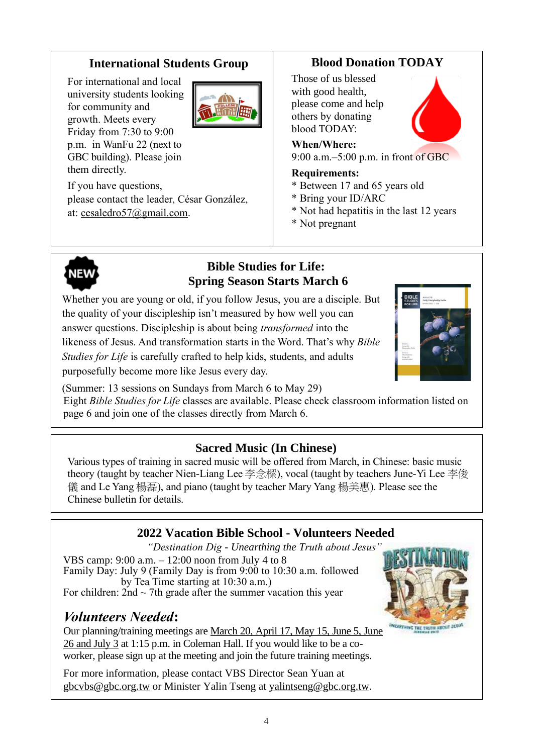## International Students Group

For international and local university students looking for community and growth. Meets every Friday from 7:30 to 9:00 p.m. in WanFu 22 (next to GBC building). Please join them directly.

If you have questions, please contact the leader, César González, at: cesaledro57@gmail.com.

## Blood Donation TODAY

Those of us blessed with good health, please come and help others by donating blood TODAY:

**When/Where:**
9:00 a.m.–5:00 p.m. in front of GBC

**Requirements:**
* Between 17 and 65 years old
* Bring your ID/ARC
* Not had hepatitis in the last 12 years
* Not pregnant

## Bible Studies for Life: Spring Season Starts March 6

Whether you are young or old, if you follow Jesus, you are a disciple. But the quality of your discipleship isn't measured by how well you can answer questions. Discipleship is about being *transformed* into the likeness of Jesus. And transformation starts in the Word. That's why *Bible Studies for Life* is carefully crafted to help kids, students, and adults purposefully become more like Jesus every day.

(Summer: 13 sessions on Sundays from March 6 to May 29)
Eight *Bible Studies for Life* classes are available. Please check classroom information listed on page 6 and join one of the classes directly from March 6.

## Sacred Music (In Chinese)

Various types of training in sacred music will be offered from March, in Chinese: basic music theory (taught by teacher Nien-Liang Lee 李念梁), vocal (taught by teachers June-Yi Lee 李俊儀 and Le Yang 楊磊), and piano (taught by teacher Mary Yang 楊美惠). Please see the Chinese bulletin for details.

## 2022 Vacation Bible School - Volunteers Needed

*"Destination Dig - Unearthing the Truth about Jesus"*

VBS camp: 9:00 a.m. – 12:00 noon from July 4 to 8
Family Day: July 9 (Family Day is from 9:00 to 10:30 a.m. followed by Tea Time starting at 10:30 a.m.)
For children: 2nd ~ 7th grade after the summer vacation this year

### *Volunteers Needed*:

Our planning/training meetings are March 20, April 17, May 15, June 5, June 26 and July 3 at 1:15 p.m. in Coleman Hall. If you would like to be a co-worker, please sign up at the meeting and join the future training meetings.

For more information, please contact VBS Director Sean Yuan at gbcvbs@gbc.org.tw or Minister Yalin Tseng at yalintseng@gbc.org.tw.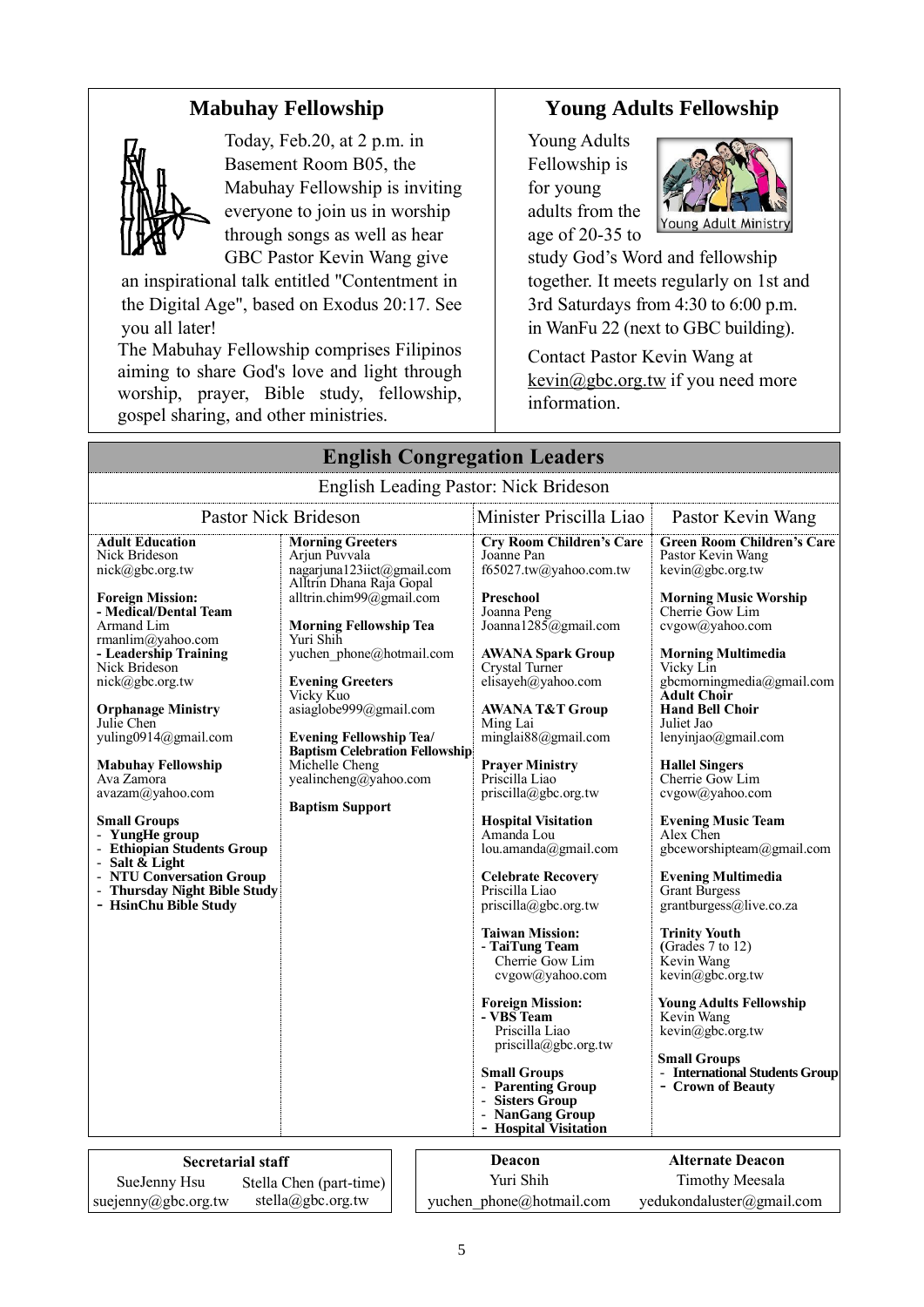## Mabuhay Fellowship

Today, Feb.20, at 2 p.m. in Basement Room B05, the Mabuhay Fellowship is inviting everyone to join us in worship through songs as well as hear GBC Pastor Kevin Wang give an inspirational talk entitled "Contentment in the Digital Age", based on Exodus 20:17. See you all later!

The Mabuhay Fellowship comprises Filipinos aiming to share God's love and light through worship, prayer, Bible study, fellowship, gospel sharing, and other ministries.

## Young Adults Fellowship

Young Adults Fellowship is for young adults from the age of 20-35 to study God's Word and fellowship together. It meets regularly on 1st and 3rd Saturdays from 4:30 to 6:00 p.m. in WanFu 22 (next to GBC building).

Contact Pastor Kevin Wang at kevin@gbc.org.tw if you need more information.

## English Congregation Leaders

English Leading Pastor: Nick Brideson

### Pastor Nick Brideson

**Adult Education**
Nick Brideson
nick@gbc.org.tw

**Foreign Mission:**
**- Medical/Dental Team**
Armand Lim
rmanlim@yahoo.com
**- Leadership Training**
Nick Brideson
nick@gbc.org.tw

**Orphanage Ministry**
Julie Chen
yuling0914@gmail.com

**Mabuhay Fellowship**
Ava Zamora
avazam@yahoo.com

**Small Groups**
- **YungHe group**
- **Ethiopian Students Group**
- **Salt & Light**
- **NTU Conversation Group**
- **Thursday Night Bible Study**
- **HsinChu Bible Study**

**Morning Greeters**
Arjun Puvvala
nagarjuna123iict@gmail.com
Alltrin Dhana Raja Gopal
alltrin.chim99@gmail.com

**Morning Fellowship Tea**
Yuri Shih
yuchen_phone@hotmail.com

**Evening Greeters**
Vicky Kuo
asiaglobe999@gmail.com

**Evening Fellowship Tea/ Baptism Celebration Fellowship**
Michelle Cheng
yealincheng@yahoo.com

**Baptism Support**

### Minister Priscilla Liao

**Cry Room Children's Care**
Joanne Pan
f65027.tw@yahoo.com.tw

**Preschool**
Joanna Peng
Joanna1285@gmail.com

**AWANA Spark Group**
Crystal Turner
elisayeh@yahoo.com

**AWANA T&T Group**
Ming Lai
minglai88@gmail.com

**Prayer Ministry**
Priscilla Liao
priscilla@gbc.org.tw

**Hospital Visitation**
Amanda Lou
lou.amanda@gmail.com

**Celebrate Recovery**
Priscilla Liao
priscilla@gbc.org.tw

**Taiwan Mission:**
**- TaiTung Team**
Cherrie Gow Lim
cvgow@yahoo.com

**Foreign Mission:**
**- VBS Team**
Priscilla Liao
priscilla@gbc.org.tw

**Small Groups**
- **Parenting Group**
- **Sisters Group**
- **NanGang Group**
- **Hospital Visitation**

### Pastor Kevin Wang

**Green Room Children's Care**
Pastor Kevin Wang
kevin@gbc.org.tw

**Morning Music Worship**
Cherrie Gow Lim
cvgow@yahoo.com

**Morning Multimedia**
Vicky Lin
gbcmorningmedia@gmail.com

**Adult Choir**
**Hand Bell Choir**
Juliet Jao
lenyinjao@gmail.com

**Hallel Singers**
Cherrie Gow Lim
cvgow@yahoo.com

**Evening Music Team**
Alex Chen
gbceworshipteam@gmail.com

**Evening Multimedia**
Grant Burgess
grantburgess@live.co.za

**Trinity Youth**
(Grades 7 to 12)
Kevin Wang
kevin@gbc.org.tw

**Young Adults Fellowship**
Kevin Wang
kevin@gbc.org.tw

**Small Groups**
- **International Students Group**
- **Crown of Beauty**

| Secretarial staff | |
|---|---|
| SueJenny Hsu | Stella Chen (part-time) |
| suejenny@gbc.org.tw | stella@gbc.org.tw |

| Deacon | Alternate Deacon |
|---|---|
| Yuri Shih | Timothy Meesala |
| yuchen_phone@hotmail.com | yedukondaluster@gmail.com |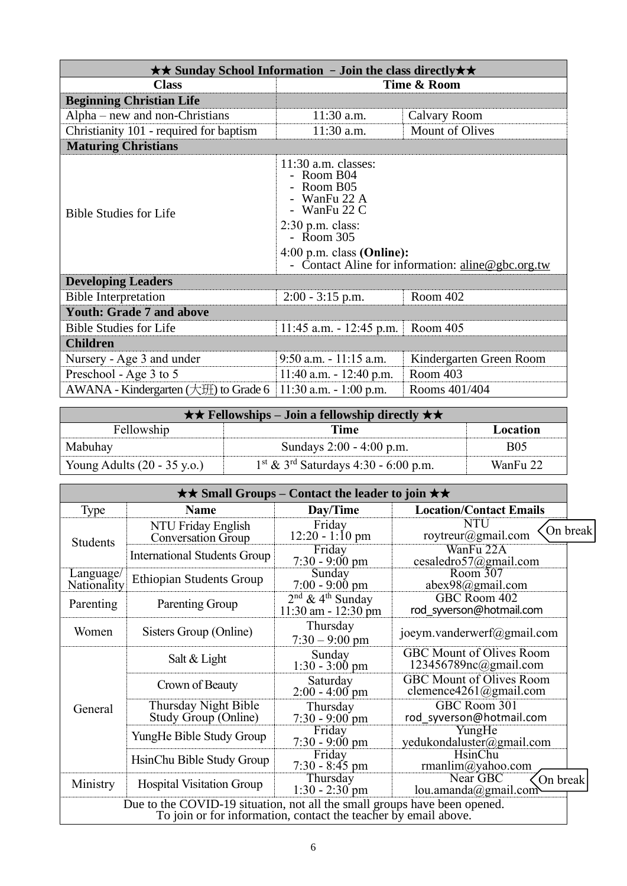| ★★ Sunday School Information – Join the class directly★★ | | |
|---|---|---|
| **Class** | **Time & Room** | |
| **Beginning Christian Life** | | |
| Alpha – new and non-Christians | 11:30 a.m. | Calvary Room |
| Christianity 101 - required for baptism | 11:30 a.m. | Mount of Olives |
| **Maturing Christians** | | |
| Bible Studies for Life | 11:30 a.m. classes: - Room B04 - Room B05 - WanFu 22 A - WanFu 22 C 2:30 p.m. class: - Room 305 4:00 p.m. class **(Online):** - Contact Aline for information: aline@gbc.org.tw | |
| **Developing Leaders** | | |
| Bible Interpretation | 2:00 - 3:15 p.m. | Room 402 |
| **Youth: Grade 7 and above** | | |
| Bible Studies for Life | 11:45 a.m. - 12:45 p.m. | Room 405 |
| **Children** | | |
| Nursery - Age 3 and under | 9:50 a.m. - 11:15 a.m. | Kindergarten Green Room |
| Preschool - Age 3 to 5 | 11:40 a.m. - 12:40 p.m. | Room 403 |
| AWANA - Kindergarten (大班) to Grade 6 | 11:30 a.m. - 1:00 p.m. | Rooms 401/404 |

| ★★ Fellowships – Join a fellowship directly ★★ | | |
|---|---|---|
| Fellowship | **Time** | **Location** |
| Mabuhay | Sundays 2:00 - 4:00 p.m. | B05 |
| Young Adults (20 - 35 y.o.) | 1st & 3rd Saturdays 4:30 - 6:00 p.m. | WanFu 22 |

| ★★ Small Groups – Contact the leader to join ★★ | | | |
|---|---|---|---|
| Type | **Name** | **Day/Time** | **Location/Contact Emails** |
| Students | NTU Friday English Conversation Group | Friday 12:20 - 1:10 pm | NTU roytreur@gmail.com (On break) |
| | International Students Group | Friday 7:30 - 9:00 pm | WanFu 22A cesaledro57@gmail.com |
| Language/ Nationality | Ethiopian Students Group | Sunday 7:00 - 9:00 pm | Room 307 abex98@gmail.com |
| Parenting | Parenting Group | 2nd & 4th Sunday 11:30 am - 12:30 pm | GBC Room 402 rod_syverson@hotmail.com |
| Women | Sisters Group (Online) | Thursday 7:30 – 9:00 pm | joeym.vanderwerf@gmail.com |
| General | Salt & Light | Sunday 1:30 - 3:00 pm | GBC Mount of Olives Room 123456789nc@gmail.com |
| | Crown of Beauty | Saturday 2:00 - 4:00 pm | GBC Mount of Olives Room clemence4261@gmail.com |
| | Thursday Night Bible Study Group (Online) | Thursday 7:30 - 9:00 pm | GBC Room 301 rod_syverson@hotmail.com |
| | YungHe Bible Study Group | Friday 7:30 - 9:00 pm | YungHe yedukondaluster@gmail.com |
| | HsinChu Bible Study Group | Friday 7:30 - 8:45 pm | HsinChu rmanlim@yahoo.com |
| Ministry | Hospital Visitation Group | Thursday 1:30 - 2:30 pm | Near GBC lou.amanda@gmail.com (On break) |
| Due to the COVID-19 situation, not all the small groups have been opened. To join or for information, contact the teacher by email above. | | | |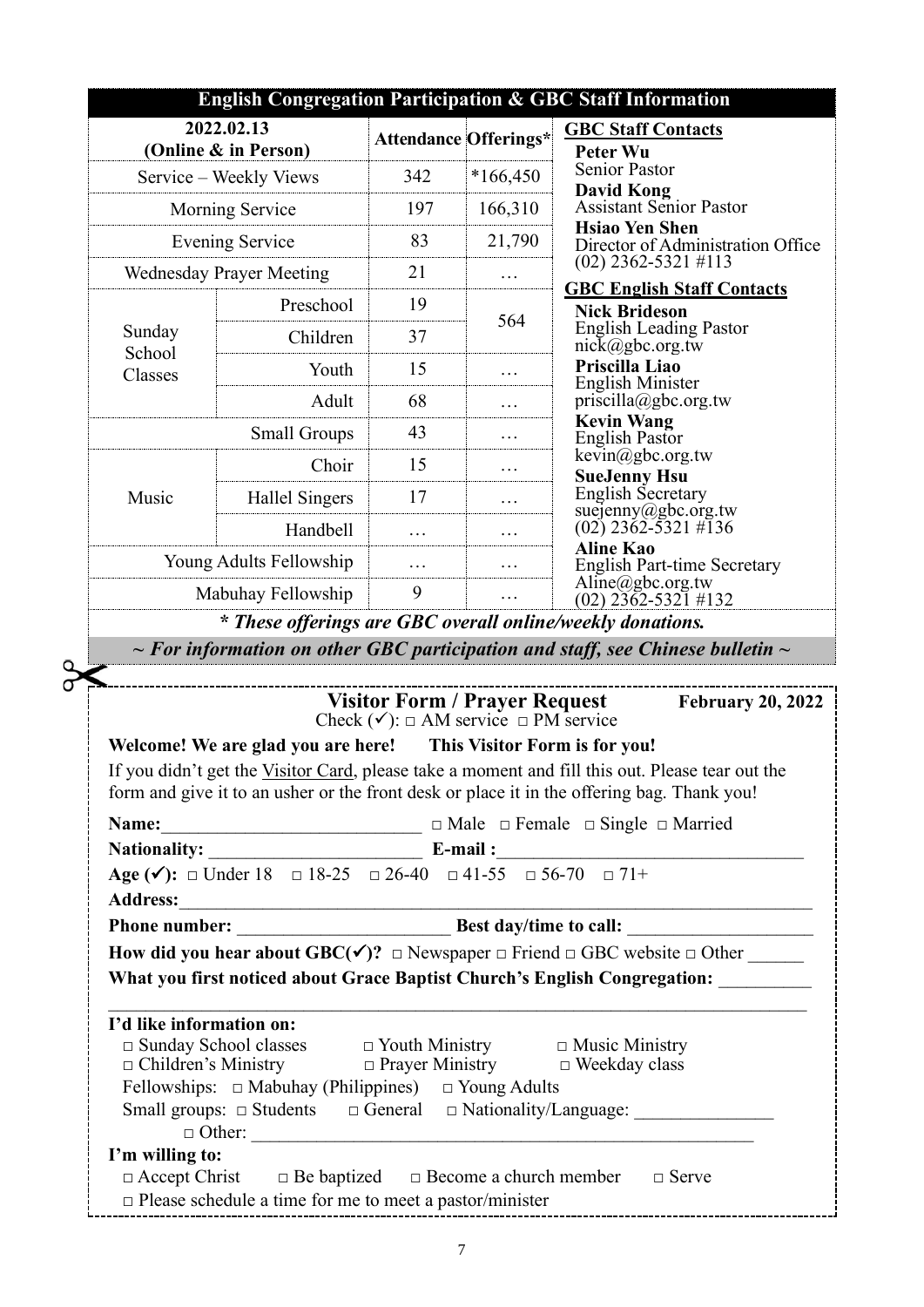## English Congregation Participation & GBC Staff Information

| 2022.02.13 (Online & in Person) | | Attendance | Offerings* |
|---|---|---|---|
| Service – Weekly Views | | 342 | *166,450 |
| Morning Service | | 197 | 166,310 |
| Evening Service | | 83 | 21,790 |
| Wednesday Prayer Meeting | | 21 | … |
| Sunday School Classes | Preschool | 19 | 564 |
| | Children | 37 | |
| | Youth | 15 | … |
| | Adult | 68 | … |
| Small Groups | | 43 | … |
| Music | Choir | 15 | … |
| | Hallel Singers | 17 | … |
| | Handbell | … | … |
| Young Adults Fellowship | | … | … |
| Mabuhay Fellowship | | 9 | … |

**GBC Staff Contacts**

**Peter Wu**
Senior Pastor

**David Kong**
Assistant Senior Pastor

**Hsiao Yen Shen**
Director of Administration Office
(02) 2362-5321 #113

**GBC English Staff Contacts**

**Nick Brideson**
English Leading Pastor
nick@gbc.org.tw

**Priscilla Liao**
English Minister
priscilla@gbc.org.tw

**Kevin Wang**
English Pastor
kevin@gbc.org.tw

**SueJenny Hsu**
English Secretary
suejenny@gbc.org.tw
(02) 2362-5321 #136

**Aline Kao**
English Part-time Secretary
Aline@gbc.org.tw
(02) 2362-5321 #132

***These offerings are GBC overall online/weekly donations.**

***~ For information on other GBC participation and staff, see Chinese bulletin ~***

---

### Visitor Form / Prayer Request

**February 20, 2022**

Check (✓): □ AM service □ PM service

**Welcome! We are glad you are here! This Visitor Form is for you!**

If you didn't get the Visitor Card, please take a moment and fill this out. Please tear out the form and give it to an usher or the front desk or place it in the offering bag. Thank you!

**Name:**____________________________ □ Male □ Female □ Single □ Married

**Nationality:** ______________________ **E-mail :**________________________________

**Age (✓):** □ Under 18 □ 18-25 □ 26-40 □ 41-55 □ 56-70 □ 71+

**Address:**_______________________________________________________________

**Phone number:** ______________________ **Best day/time to call:** ___________________

**How did you hear about GBC(✓)?** □ Newspaper □ Friend □ GBC website □ Other ______

**What you first noticed about Grace Baptist Church's English Congregation:** __________

_____________________________________________________________________________

**I'd like information on:**

□ Sunday School classes □ Youth Ministry □ Music Ministry
□ Children's Ministry □ Prayer Ministry □ Weekday class

Fellowships: □ Mabuhay (Philippines) □ Young Adults

Small groups: □ Students □ General □ Nationality/Language: _______________

□ Other: ______________________________________________________

**I'm willing to:**

□ Accept Christ □ Be baptized □ Become a church member □ Serve

□ Please schedule a time for me to meet a pastor/minister